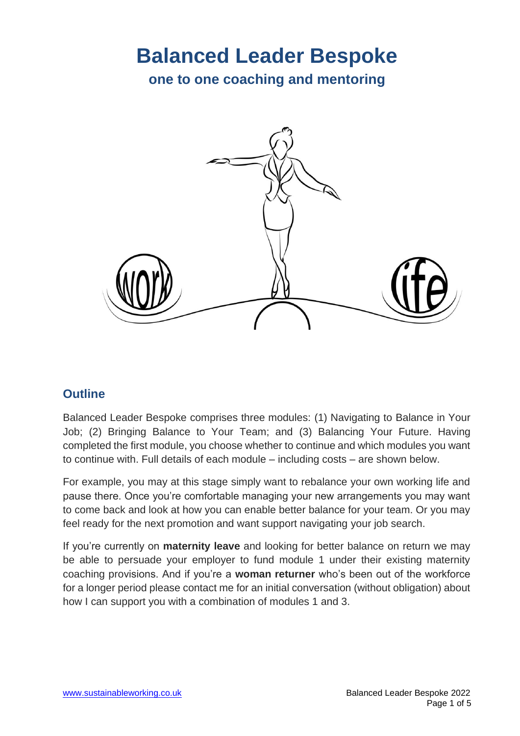# Balanced Leader Bespoke

## one to one coaching and mentoring

## Outline

Balanced Leader Bespoke comprises three modules: (1) Navigating to Balance in Your Job; (2) Bringing Balance to Your Team; and (3) Balancing Your Future. Having completed the first module, you choose whether to continue and which modules you want to continue with. Full details of each module – including costs – are shown below.

For example, you may at this stage simply want to rebalance your own working life and pause there. Once you're comfortable managing your new arrangements you may want to come back and look at how you can enable better balance for your team. Or you may feel ready for the next promotion and want support navigating your job search.

If you're currently on **maternity leave** and looking for better balance on return we may be able to persuade your employer to fund module 1 under their existing maternity coaching provisions. And if you're a **woman returner** who's been out of the workforce for a longer period please contact me for an initial conversation (without obligation) about how I can support you with a combination of modules 1 and 3.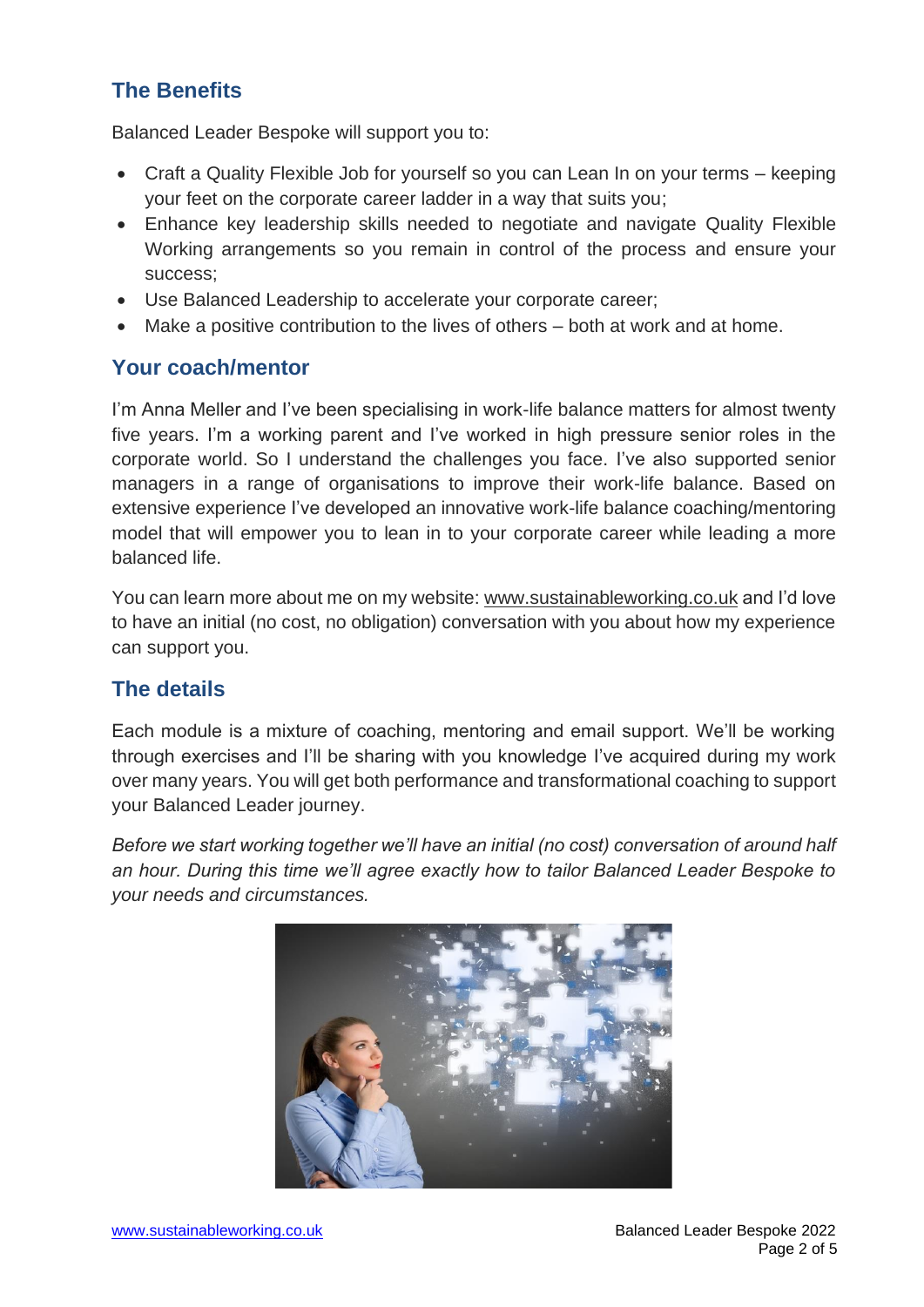## The Benefits

Balanced Leader Bespoke will support you to:

- Craft a Quality Flexible Job for yourself so you can Lean In on your terms – keeping your feet on the corporate career ladder in a way that suits you;
- Enhance key leadership skills needed to negotiate and navigate Quality Flexible Working arrangements so you remain in control of the process and ensure your success;
- Use Balanced Leadership to accelerate your corporate career;
- Make a positive contribution to the lives of others – both at work and at home.

## Your coach/mentor

I'm Anna Meller and I've been specialising in work-life balance matters for almost twenty five years. I'm a working parent and I've worked in high pressure senior roles in the corporate world. So I understand the challenges you face. I've also supported senior managers in a range of organisations to improve their work-life balance. Based on extensive experience I've developed an innovative work-life balance coaching/mentoring model that will empower you to lean in to your corporate career while leading a more balanced life.

You can learn more about me on my website: www.sustainableworking.co.uk and I'd love to have an initial (no cost, no obligation) conversation with you about how my experience can support you.

## The details

Each module is a mixture of coaching, mentoring and email support. We'll be working through exercises and I'll be sharing with you knowledge I've acquired during my work over many years. You will get both performance and transformational coaching to support your Balanced Leader journey.

*Before we start working together we'll have an initial (no cost) conversation of around half an hour. During this time we'll agree exactly how to tailor Balanced Leader Bespoke to your needs and circumstances.*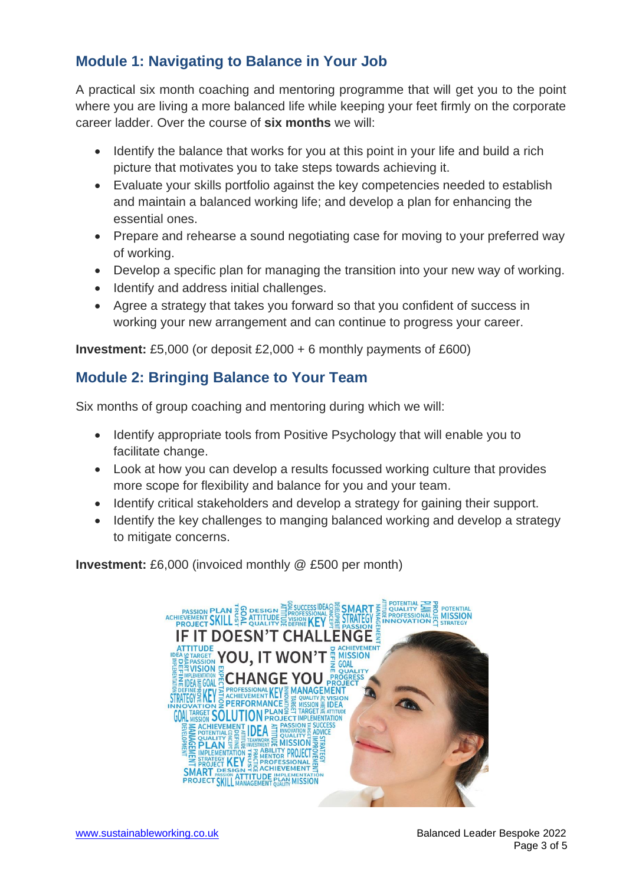## Module 1: Navigating to Balance in Your Job

A practical six month coaching and mentoring programme that will get you to the point where you are living a more balanced life while keeping your feet firmly on the corporate career ladder. Over the course of **six months** we will:

- Identify the balance that works for you at this point in your life and build a rich picture that motivates you to take steps towards achieving it.
- Evaluate your skills portfolio against the key competencies needed to establish and maintain a balanced working life; and develop a plan for enhancing the essential ones.
- Prepare and rehearse a sound negotiating case for moving to your preferred way of working.
- Develop a specific plan for managing the transition into your new way of working.
- Identify and address initial challenges.
- Agree a strategy that takes you forward so that you confident of success in working your new arrangement and can continue to progress your career.

**Investment:** £5,000 (or deposit £2,000 + 6 monthly payments of £600)

## Module 2: Bringing Balance to Your Team

Six months of group coaching and mentoring during which we will:

- Identify appropriate tools from Positive Psychology that will enable you to facilitate change.
- Look at how you can develop a results focussed working culture that provides more scope for flexibility and balance for you and your team.
- Identify critical stakeholders and develop a strategy for gaining their support.
- Identify the key challenges to manging balanced working and develop a strategy to mitigate concerns.

**Investment:** £6,000 (invoiced monthly @ £500 per month)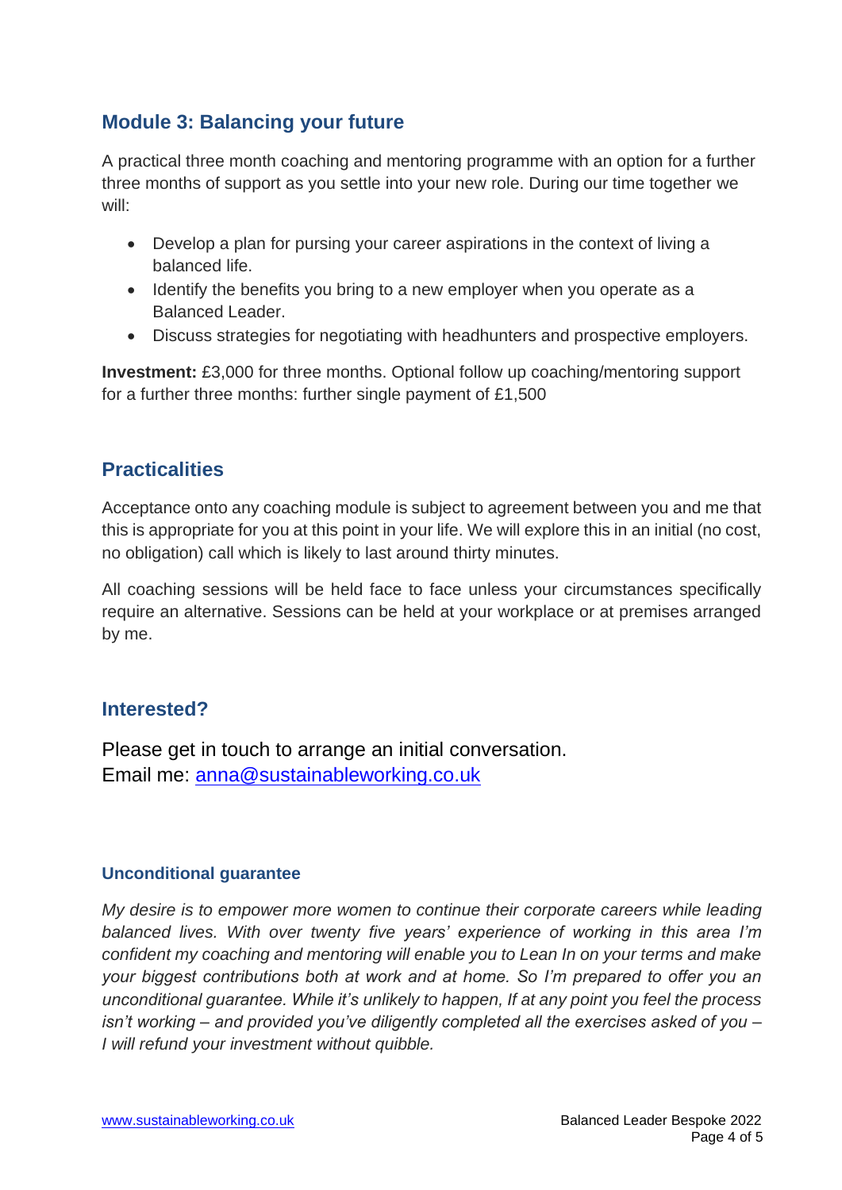## Module 3: Balancing your future

A practical three month coaching and mentoring programme with an option for a further three months of support as you settle into your new role. During our time together we will:

- Develop a plan for pursing your career aspirations in the context of living a balanced life.
- Identify the benefits you bring to a new employer when you operate as a Balanced Leader.
- Discuss strategies for negotiating with headhunters and prospective employers.

**Investment:** £3,000 for three months. Optional follow up coaching/mentoring support for a further three months: further single payment of £1,500

## Practicalities

Acceptance onto any coaching module is subject to agreement between you and me that this is appropriate for you at this point in your life. We will explore this in an initial (no cost, no obligation) call which is likely to last around thirty minutes.

All coaching sessions will be held face to face unless your circumstances specifically require an alternative. Sessions can be held at your workplace or at premises arranged by me.

## Interested?

Please get in touch to arrange an initial conversation.
Email me: [anna@sustainableworking.co.uk](mailto:anna@sustainableworking.co.uk)

### Unconditional guarantee

*My desire is to empower more women to continue their corporate careers while leading balanced lives. With over twenty five years' experience of working in this area I'm confident my coaching and mentoring will enable you to Lean In on your terms and make your biggest contributions both at work and at home. So I'm prepared to offer you an unconditional guarantee. While it's unlikely to happen, If at any point you feel the process isn't working – and provided you've diligently completed all the exercises asked of you – I will refund your investment without quibble.*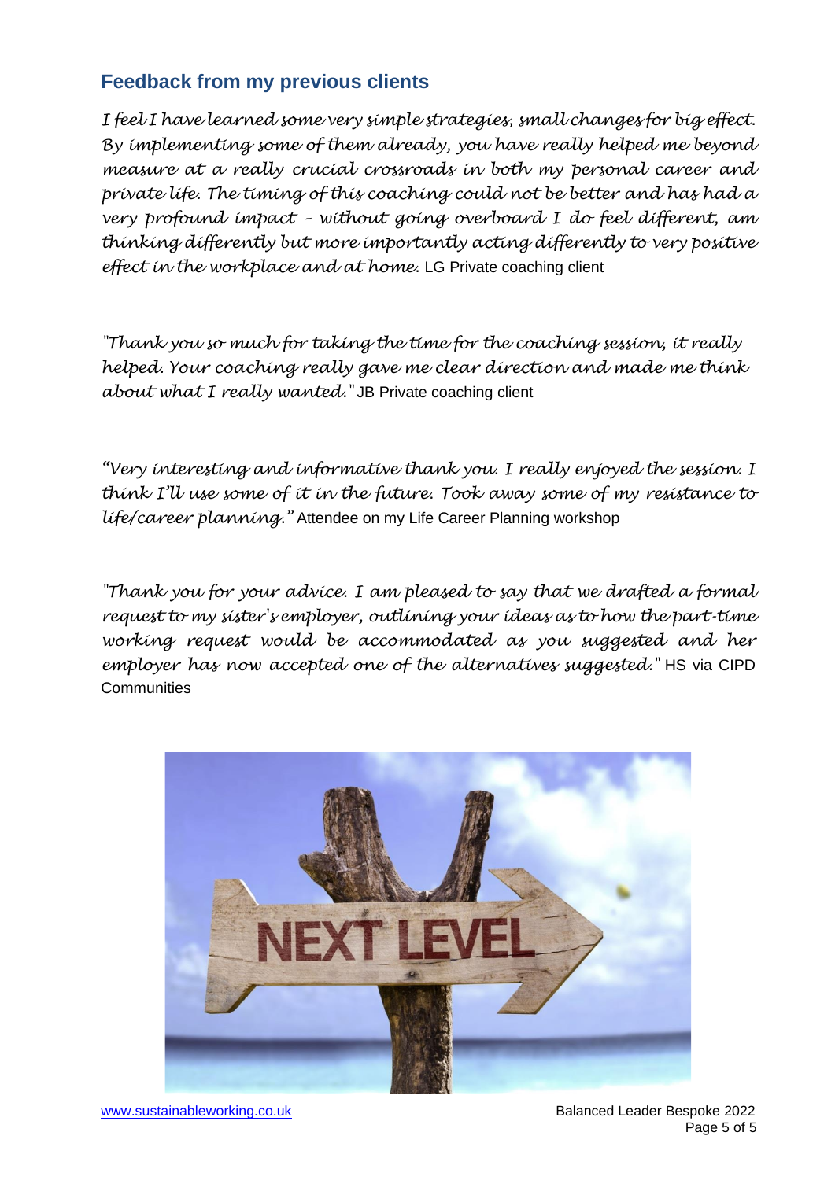## Feedback from my previous clients

*I feel I have learned some very simple strategies, small changes for big effect. By implementing some of them already, you have really helped me beyond measure at a really crucial crossroads in both my personal career and private life. The timing of this coaching could not be better and has had a very profound impact – without going overboard I do feel different, am thinking differently but more importantly acting differently to very positive effect in the workplace and at home.* LG Private coaching client

*"Thank you so much for taking the time for the coaching session, it really helped. Your coaching really gave me clear direction and made me think about what I really wanted."* JB Private coaching client

*"Very interesting and informative thank you. I really enjoyed the session. I think I'll use some of it in the future. Took away some of my resistance to life/career planning."* Attendee on my Life Career Planning workshop

*"Thank you for your advice. I am pleased to say that we drafted a formal request to my sister's employer, outlining your ideas as to how the part-time working request would be accommodated as you suggested and her employer has now accepted one of the alternatives suggested."* HS via CIPD Communities

www.sustainableworking.co.uk

Balanced Leader Bespoke 2022